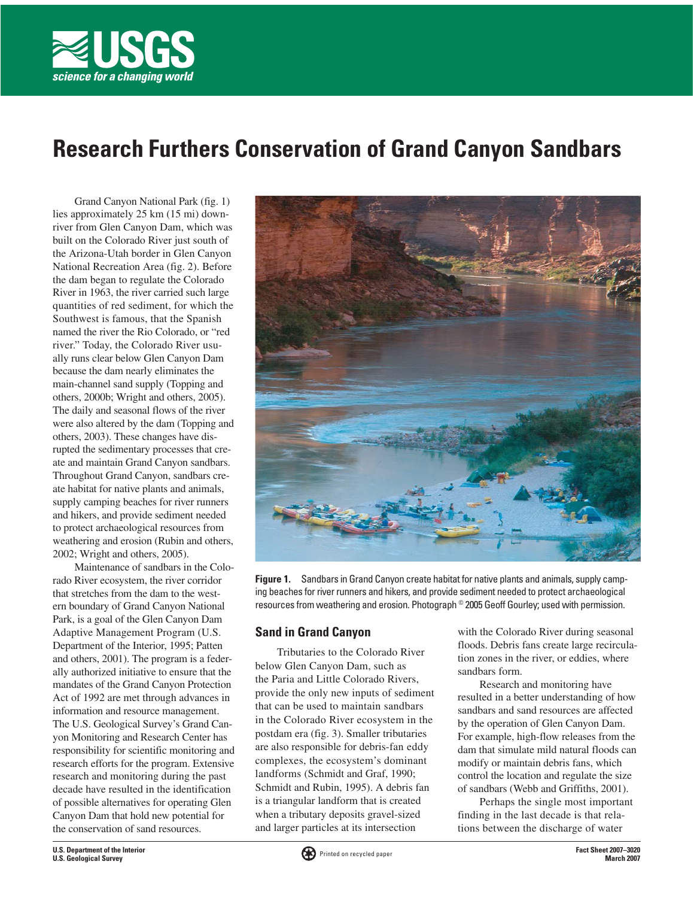# Research Furthers Conservation of Grand Canyon Sandbars

Grand Canyon National Park (fig. 1) lies approximately 25 km (15 mi) downriver from Glen Canyon Dam, which was built on the Colorado River just south of the Arizona-Utah border in Glen Canyon National Recreation Area (fig. 2). Before the dam began to regulate the Colorado River in 1963, the river carried such large quantities of red sediment, for which the Southwest is famous, that the Spanish named the river the Rio Colorado, or "red river." Today, the Colorado River usually runs clear below Glen Canyon Dam because the dam nearly eliminates the main-channel sand supply (Topping and others, 2000b; Wright and others, 2005). The daily and seasonal flows of the river were also altered by the dam (Topping and others, 2003). These changes have disrupted the sedimentary processes that create and maintain Grand Canyon sandbars. Throughout Grand Canyon, sandbars create habitat for native plants and animals, supply camping beaches for river runners and hikers, and provide sediment needed to protect archaeological resources from weathering and erosion (Rubin and others, 2002; Wright and others, 2005).

Maintenance of sandbars in the Colorado River ecosystem, the river corridor that stretches from the dam to the western boundary of Grand Canyon National Park, is a goal of the Glen Canyon Dam Adaptive Management Program (U.S. Department of the Interior, 1995; Patten and others, 2001). The program is a federally authorized initiative to ensure that the mandates of the Grand Canyon Protection Act of 1992 are met through advances in information and resource management. The U.S. Geological Survey's Grand Canyon Monitoring and Research Center has responsibility for scientific monitoring and research efforts for the program. Extensive research and monitoring during the past decade have resulted in the identification of possible alternatives for operating Glen Canyon Dam that hold new potential for the conservation of sand resources.

**Figure 1.** Sandbars in Grand Canyon create habitat for native plants and animals, supply camping beaches for river runners and hikers, and provide sediment needed to protect archaeological resources from weathering and erosion. Photograph © 2005 Geoff Gourley; used with permission.

## Sand in Grand Canyon

Tributaries to the Colorado River below Glen Canyon Dam, such as the Paria and Little Colorado Rivers, provide the only new inputs of sediment that can be used to maintain sandbars in the Colorado River ecosystem in the postdam era (fig. 3). Smaller tributaries are also responsible for debris-fan eddy complexes, the ecosystem's dominant landforms (Schmidt and Graf, 1990; Schmidt and Rubin, 1995). A debris fan is a triangular landform that is created when a tributary deposits gravel-sized and larger particles at its intersection with the Colorado River during seasonal floods. Debris fans create large recirculation zones in the river, or eddies, where sandbars form.

Research and monitoring have resulted in a better understanding of how sandbars and sand resources are affected by the operation of Glen Canyon Dam. For example, high-flow releases from the dam that simulate mild natural floods can modify or maintain debris fans, which control the location and regulate the size of sandbars (Webb and Griffiths, 2001).

Perhaps the single most important finding in the last decade is that relations between the discharge of water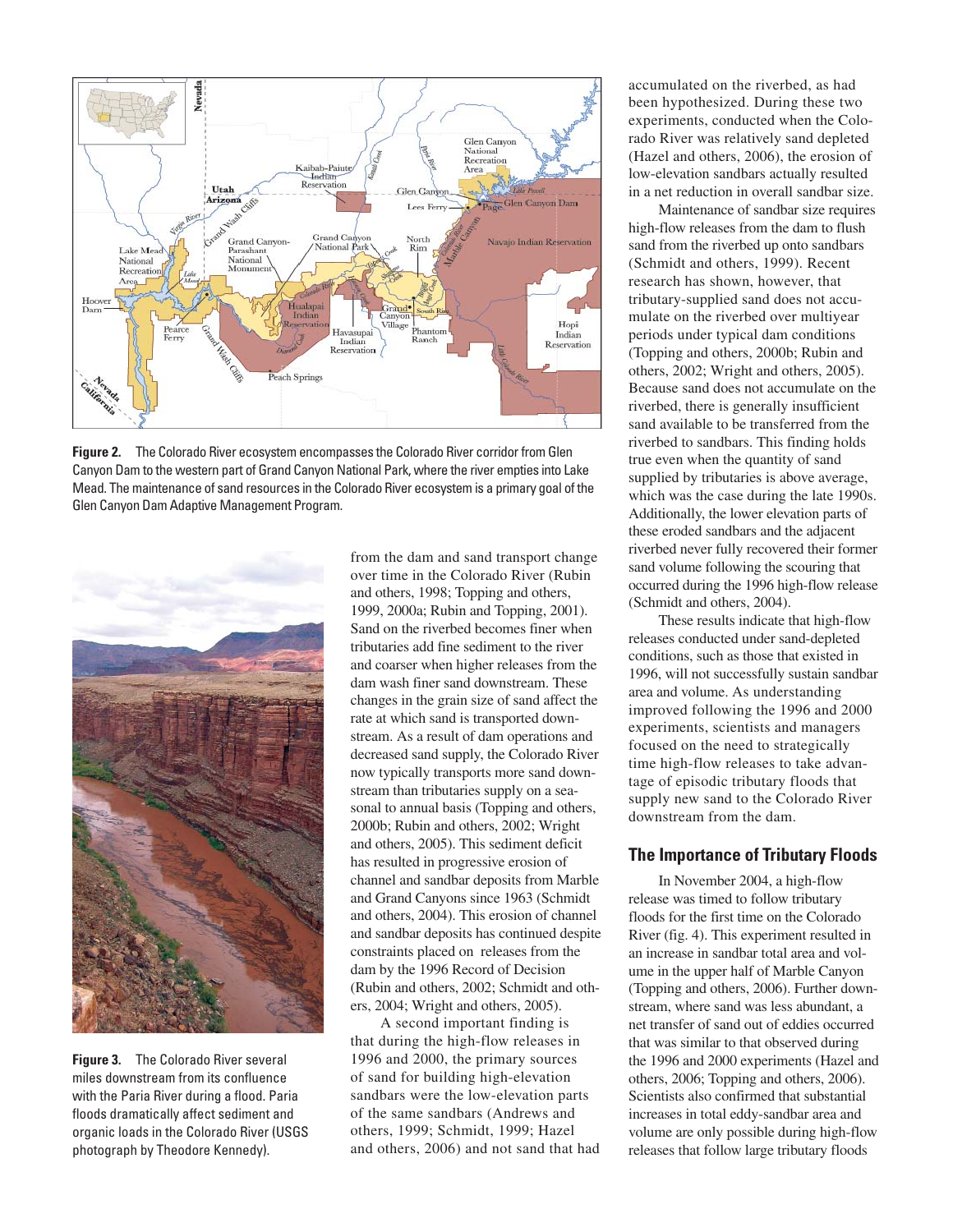**Figure 2.** The Colorado River ecosystem encompasses the Colorado River corridor from Glen Canyon Dam to the western part of Grand Canyon National Park, where the river empties into Lake Mead. The maintenance of sand resources in the Colorado River ecosystem is a primary goal of the Glen Canyon Dam Adaptive Management Program.

**Figure 3.** The Colorado River several miles downstream from its confluence with the Paria River during a flood. Paria floods dramatically affect sediment and organic loads in the Colorado River (USGS photograph by Theodore Kennedy).

from the dam and sand transport change over time in the Colorado River (Rubin and others, 1998; Topping and others, 1999, 2000a; Rubin and Topping, 2001). Sand on the riverbed becomes finer when tributaries add fine sediment to the river and coarser when higher releases from the dam wash finer sand downstream. These changes in the grain size of sand affect the rate at which sand is transported downstream. As a result of dam operations and decreased sand supply, the Colorado River now typically transports more sand downstream than tributaries supply on a seasonal to annual basis (Topping and others, 2000b; Rubin and others, 2002; Wright and others, 2005). This sediment deficit has resulted in progressive erosion of channel and sandbar deposits from Marble and Grand Canyons since 1963 (Schmidt and others, 2004). This erosion of channel and sandbar deposits has continued despite constraints placed on releases from the dam by the 1996 Record of Decision (Rubin and others, 2002; Schmidt and others, 2004; Wright and others, 2005).

A second important finding is that during the high-flow releases in 1996 and 2000, the primary sources of sand for building high-elevation sandbars were the low-elevation parts of the same sandbars (Andrews and others, 1999; Schmidt, 1999; Hazel and others, 2006) and not sand that had accumulated on the riverbed, as had been hypothesized. During these two experiments, conducted when the Colorado River was relatively sand depleted (Hazel and others, 2006), the erosion of low-elevation sandbars actually resulted in a net reduction in overall sandbar size.

Maintenance of sandbar size requires high-flow releases from the dam to flush sand from the riverbed up onto sandbars (Schmidt and others, 1999). Recent research has shown, however, that tributary-supplied sand does not accumulate on the riverbed over multiyear periods under typical dam conditions (Topping and others, 2000b; Rubin and others, 2002; Wright and others, 2005). Because sand does not accumulate on the riverbed, there is generally insufficient sand available to be transferred from the riverbed to sandbars. This finding holds true even when the quantity of sand supplied by tributaries is above average, which was the case during the late 1990s. Additionally, the lower elevation parts of these eroded sandbars and the adjacent riverbed never fully recovered their former sand volume following the scouring that occurred during the 1996 high-flow release (Schmidt and others, 2004).

These results indicate that high-flow releases conducted under sand-depleted conditions, such as those that existed in 1996, will not successfully sustain sandbar area and volume. As understanding improved following the 1996 and 2000 experiments, scientists and managers focused on the need to strategically time high-flow releases to take advantage of episodic tributary floods that supply new sand to the Colorado River downstream from the dam.

## The Importance of Tributary Floods

In November 2004, a high-flow release was timed to follow tributary floods for the first time on the Colorado River (fig. 4). This experiment resulted in an increase in sandbar total area and volume in the upper half of Marble Canyon (Topping and others, 2006). Further downstream, where sand was less abundant, a net transfer of sand out of eddies occurred that was similar to that observed during the 1996 and 2000 experiments (Hazel and others, 2006; Topping and others, 2006). Scientists also confirmed that substantial increases in total eddy-sandbar area and volume are only possible during high-flow releases that follow large tributary floods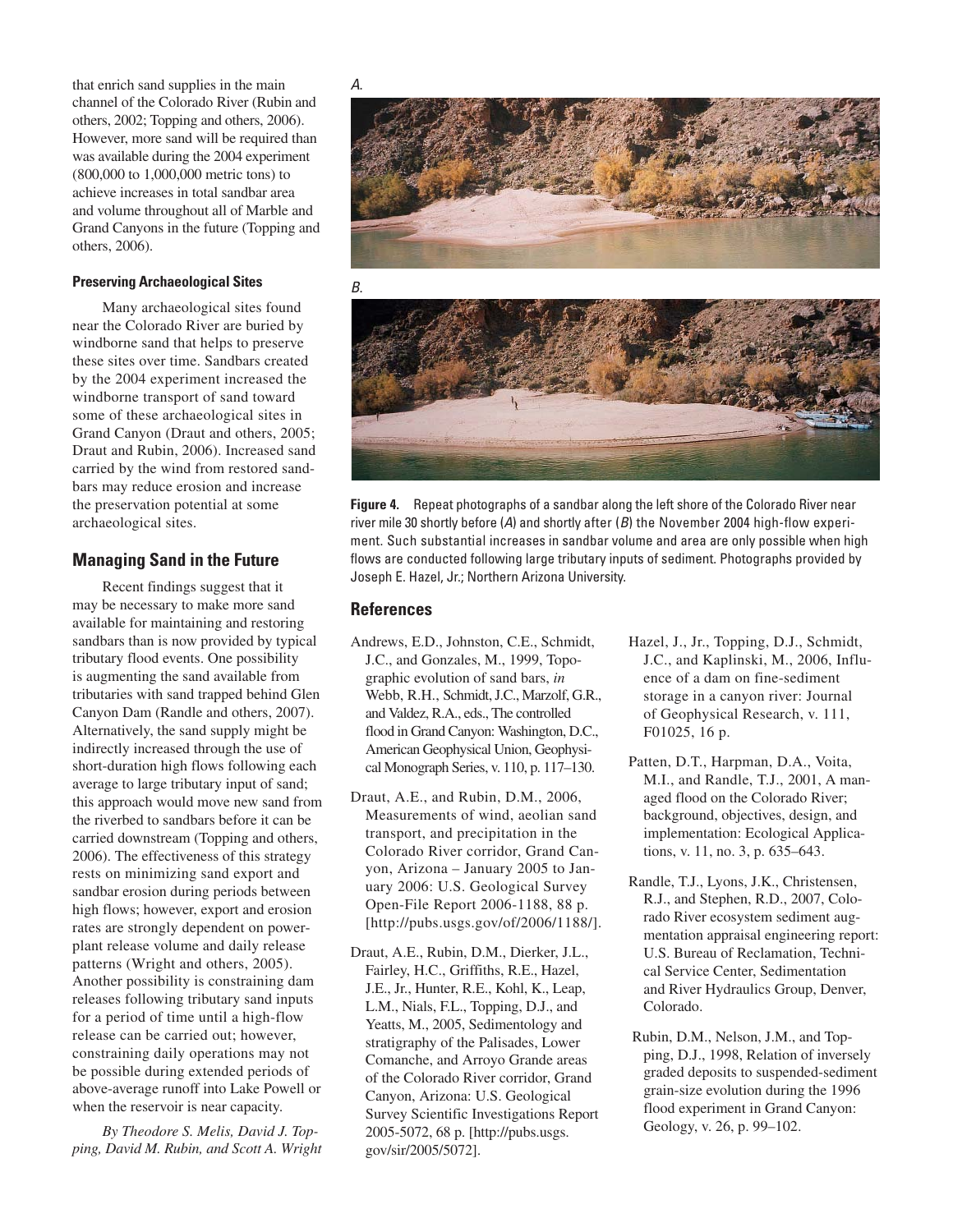that enrich sand supplies in the main channel of the Colorado River (Rubin and others, 2002; Topping and others, 2006). However, more sand will be required than was available during the 2004 experiment (800,000 to 1,000,000 metric tons) to achieve increases in total sandbar area and volume throughout all of Marble and Grand Canyons in the future (Topping and others, 2006).

#### Preserving Archaeological Sites

Many archaeological sites found near the Colorado River are buried by windborne sand that helps to preserve these sites over time. Sandbars created by the 2004 experiment increased the windborne transport of sand toward some of these archaeological sites in Grand Canyon (Draut and others, 2005; Draut and Rubin, 2006). Increased sand carried by the wind from restored sandbars may reduce erosion and increase the preservation potential at some archaeological sites.

### Managing Sand in the Future

Recent findings suggest that it may be necessary to make more sand available for maintaining and restoring sandbars than is now provided by typical tributary flood events. One possibility is augmenting the sand available from tributaries with sand trapped behind Glen Canyon Dam (Randle and others, 2007). Alternatively, the sand supply might be indirectly increased through the use of short-duration high flows following each average to large tributary input of sand; this approach would move new sand from the riverbed to sandbars before it can be carried downstream (Topping and others, 2006). The effectiveness of this strategy rests on minimizing sand export and sandbar erosion during periods between high flows; however, export and erosion rates are strongly dependent on power-plant release volume and daily release patterns (Wright and others, 2005). Another possibility is constraining dam releases following tributary sand inputs for a period of time until a high-flow release can be carried out; however, constraining daily operations may not be possible during extended periods of above-average runoff into Lake Powell or when the reservoir is near capacity.

*By Theodore S. Melis, David J. Topping, David M. Rubin, and Scott A. Wright*

*A.*

*B.*

**Figure 4.** Repeat photographs of a sandbar along the left shore of the Colorado River near river mile 30 shortly before (*A*) and shortly after (*B*) the November 2004 high-flow experiment. Such substantial increases in sandbar volume and area are only possible when high flows are conducted following large tributary inputs of sediment. Photographs provided by Joseph E. Hazel, Jr.; Northern Arizona University.

### References

Andrews, E.D., Johnston, C.E., Schmidt, J.C., and Gonzales, M., 1999, Topographic evolution of sand bars, *in* Webb, R.H., Schmidt, J.C., Marzolf, G.R., and Valdez, R.A., eds., The controlled flood in Grand Canyon: Washington, D.C., American Geophysical Union, Geophysical Monograph Series, v. 110, p. 117–130.

Draut, A.E., and Rubin, D.M., 2006, Measurements of wind, aeolian sand transport, and precipitation in the Colorado River corridor, Grand Canyon, Arizona – January 2005 to January 2006: U.S. Geological Survey Open-File Report 2006-1188, 88 p. [http://pubs.usgs.gov/of/2006/1188/].

Draut, A.E., Rubin, D.M., Dierker, J.L., Fairley, H.C., Griffiths, R.E., Hazel, J.E., Jr., Hunter, R.E., Kohl, K., Leap, L.M., Nials, F.L., Topping, D.J., and Yeatts, M., 2005, Sedimentology and stratigraphy of the Palisades, Lower Comanche, and Arroyo Grande areas of the Colorado River corridor, Grand Canyon, Arizona: U.S. Geological Survey Scientific Investigations Report 2005-5072, 68 p. [http://pubs.usgs.gov/sir/2005/5072].

Hazel, J., Jr., Topping, D.J., Schmidt, J.C., and Kaplinski, M., 2006, Influence of a dam on fine-sediment storage in a canyon river: Journal of Geophysical Research, v. 111, F01025, 16 p.

Patten, D.T., Harpman, D.A., Voita, M.I., and Randle, T.J., 2001, A managed flood on the Colorado River; background, objectives, design, and implementation: Ecological Applications, v. 11, no. 3, p. 635–643.

Randle, T.J., Lyons, J.K., Christensen, R.J., and Stephen, R.D., 2007, Colorado River ecosystem sediment augmentation appraisal engineering report: U.S. Bureau of Reclamation, Technical Service Center, Sedimentation and River Hydraulics Group, Denver, Colorado.

Rubin, D.M., Nelson, J.M., and Topping, D.J., 1998, Relation of inversely graded deposits to suspended-sediment grain-size evolution during the 1996 flood experiment in Grand Canyon: Geology, v. 26, p. 99–102.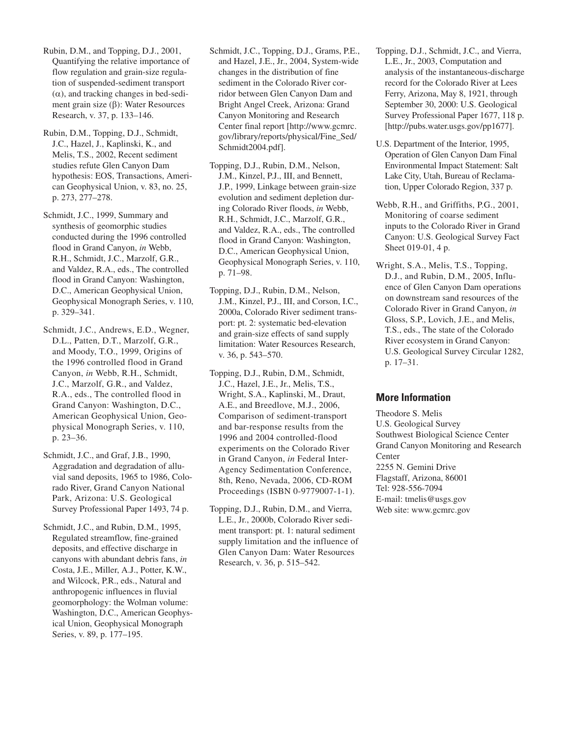Rubin, D.M., and Topping, D.J., 2001, Quantifying the relative importance of flow regulation and grain-size regulation of suspended-sediment transport ($\alpha$), and tracking changes in bed-sediment grain size ($\beta$): Water Resources Research, v. 37, p. 133–146.

Rubin, D.M., Topping, D.J., Schmidt, J.C., Hazel, J., Kaplinski, K., and Melis, T.S., 2002, Recent sediment studies refute Glen Canyon Dam hypothesis: EOS, Transactions, American Geophysical Union, v. 83, no. 25, p. 273, 277–278.

Schmidt, J.C., 1999, Summary and synthesis of geomorphic studies conducted during the 1996 controlled flood in Grand Canyon, *in* Webb, R.H., Schmidt, J.C., Marzolf, G.R., and Valdez, R.A., eds., The controlled flood in Grand Canyon: Washington, D.C., American Geophysical Union, Geophysical Monograph Series, v. 110, p. 329–341.

Schmidt, J.C., Andrews, E.D., Wegner, D.L., Patten, D.T., Marzolf, G.R., and Moody, T.O., 1999, Origins of the 1996 controlled flood in Grand Canyon, *in* Webb, R.H., Schmidt, J.C., Marzolf, G.R., and Valdez, R.A., eds., The controlled flood in Grand Canyon: Washington, D.C., American Geophysical Union, Geophysical Monograph Series, v. 110, p. 23–36.

Schmidt, J.C., and Graf, J.B., 1990, Aggradation and degradation of alluvial sand deposits, 1965 to 1986, Colorado River, Grand Canyon National Park, Arizona: U.S. Geological Survey Professional Paper 1493, 74 p.

Schmidt, J.C., and Rubin, D.M., 1995, Regulated streamflow, fine-grained deposits, and effective discharge in canyons with abundant debris fans, *in* Costa, J.E., Miller, A.J., Potter, K.W., and Wilcock, P.R., eds., Natural and anthropogenic influences in fluvial geomorphology: the Wolman volume: Washington, D.C., American Geophysical Union, Geophysical Monograph Series, v. 89, p. 177–195.

Schmidt, J.C., Topping, D.J., Grams, P.E., and Hazel, J.E., Jr., 2004, System-wide changes in the distribution of fine sediment in the Colorado River corridor between Glen Canyon Dam and Bright Angel Creek, Arizona: Grand Canyon Monitoring and Research Center final report [http://www.gcmrc.gov/library/reports/physical/Fine_Sed/Schmidt2004.pdf].

Topping, D.J., Rubin, D.M., Nelson, J.M., Kinzel, P.J., III, and Bennett, J.P., 1999, Linkage between grain-size evolution and sediment depletion during Colorado River floods, *in* Webb, R.H., Schmidt, J.C., Marzolf, G.R., and Valdez, R.A., eds., The controlled flood in Grand Canyon: Washington, D.C., American Geophysical Union, Geophysical Monograph Series, v. 110, p. 71–98.

Topping, D.J., Rubin, D.M., Nelson, J.M., Kinzel, P.J., III, and Corson, I.C., 2000a, Colorado River sediment transport: pt. 2: systematic bed-elevation and grain-size effects of sand supply limitation: Water Resources Research, v. 36, p. 543–570.

Topping, D.J., Rubin, D.M., Schmidt, J.C., Hazel, J.E., Jr., Melis, T.S., Wright, S.A., Kaplinski, M., Draut, A.E., and Breedlove, M.J., 2006, Comparison of sediment-transport and bar-response results from the 1996 and 2004 controlled-flood experiments on the Colorado River in Grand Canyon, *in* Federal Inter-Agency Sedimentation Conference, 8th, Reno, Nevada, 2006, CD-ROM Proceedings (ISBN 0-9779007-1-1).

Topping, D.J., Rubin, D.M., and Vierra, L.E., Jr., 2000b, Colorado River sediment transport: pt. 1: natural sediment supply limitation and the influence of Glen Canyon Dam: Water Resources Research, v. 36, p. 515–542.

Topping, D.J., Schmidt, J.C., and Vierra, L.E., Jr., 2003, Computation and analysis of the instantaneous-discharge record for the Colorado River at Lees Ferry, Arizona, May 8, 1921, through September 30, 2000: U.S. Geological Survey Professional Paper 1677, 118 p. [http://pubs.water.usgs.gov/pp1677].

U.S. Department of the Interior, 1995, Operation of Glen Canyon Dam Final Environmental Impact Statement: Salt Lake City, Utah, Bureau of Reclamation, Upper Colorado Region, 337 p.

Webb, R.H., and Griffiths, P.G., 2001, Monitoring of coarse sediment inputs to the Colorado River in Grand Canyon: U.S. Geological Survey Fact Sheet 019-01, 4 p.

Wright, S.A., Melis, T.S., Topping, D.J., and Rubin, D.M., 2005, Influence of Glen Canyon Dam operations on downstream sand resources of the Colorado River in Grand Canyon, *in* Gloss, S.P., Lovich, J.E., and Melis, T.S., eds., The state of the Colorado River ecosystem in Grand Canyon: U.S. Geological Survey Circular 1282, p. 17–31.

## More Information

Theodore S. Melis
U.S. Geological Survey
Southwest Biological Science Center
Grand Canyon Monitoring and Research Center
2255 N. Gemini Drive
Flagstaff, Arizona, 86001
Tel: 928-556-7094
E-mail: tmelis@usgs.gov
Web site: www.gcmrc.gov